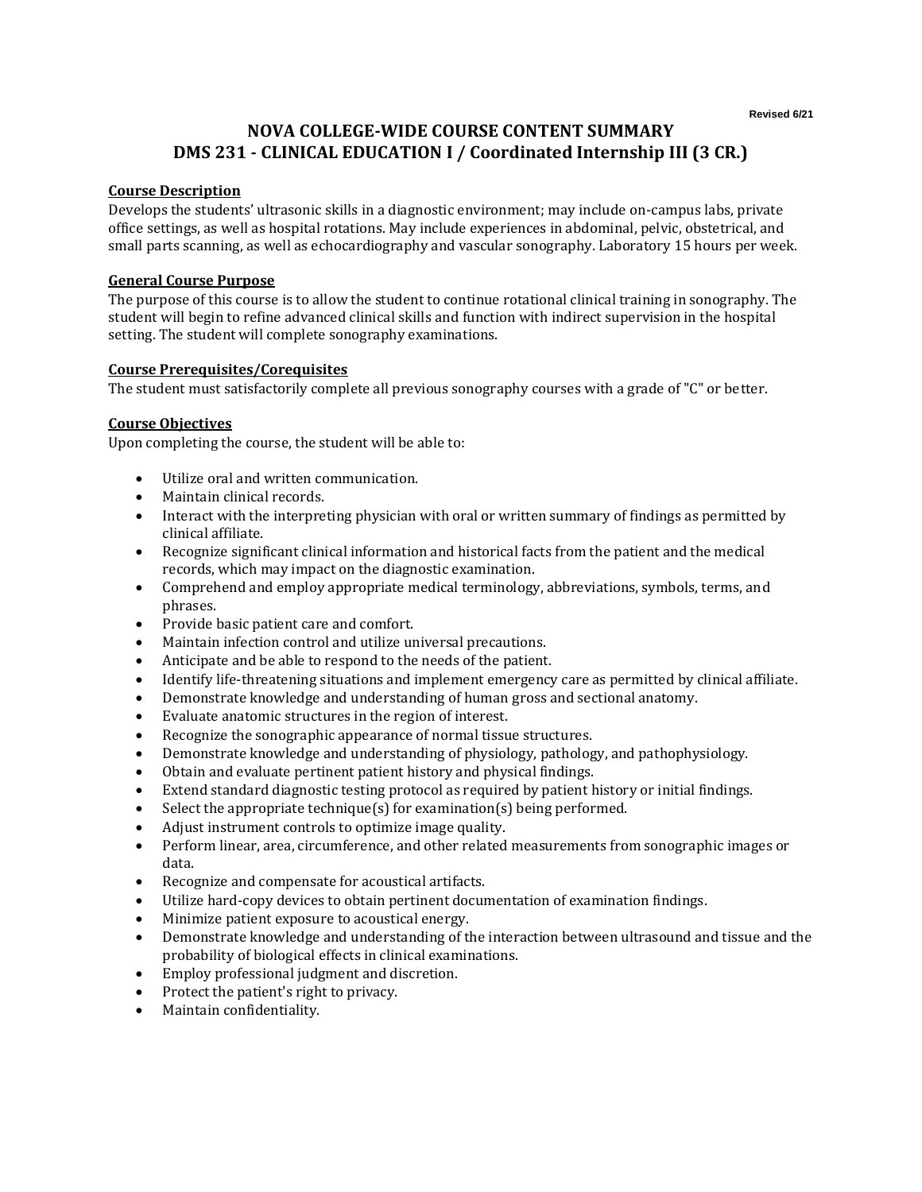Revised 6/21

# NOVA COLLEGE-WIDE COURSE CONTENT SUMMARY
# DMS 231 - CLINICAL EDUCATION I / Coordinated Internship III (3 CR.)

**Course Description**

Develops the students' ultrasonic skills in a diagnostic environment; may include on-campus labs, private office settings, as well as hospital rotations. May include experiences in abdominal, pelvic, obstetrical, and small parts scanning, as well as echocardiography and vascular sonography. Laboratory 15 hours per week.

**General Course Purpose**

The purpose of this course is to allow the student to continue rotational clinical training in sonography. The student will begin to refine advanced clinical skills and function with indirect supervision in the hospital setting. The student will complete sonography examinations.

**Course Prerequisites/Corequisites**

The student must satisfactorily complete all previous sonography courses with a grade of "C" or better.

**Course Objectives**

Upon completing the course, the student will be able to:

- Utilize oral and written communication.
- Maintain clinical records.
- Interact with the interpreting physician with oral or written summary of findings as permitted by clinical affiliate.
- Recognize significant clinical information and historical facts from the patient and the medical records, which may impact on the diagnostic examination.
- Comprehend and employ appropriate medical terminology, abbreviations, symbols, terms, and phrases.
- Provide basic patient care and comfort.
- Maintain infection control and utilize universal precautions.
- Anticipate and be able to respond to the needs of the patient.
- Identify life-threatening situations and implement emergency care as permitted by clinical affiliate.
- Demonstrate knowledge and understanding of human gross and sectional anatomy.
- Evaluate anatomic structures in the region of interest.
- Recognize the sonographic appearance of normal tissue structures.
- Demonstrate knowledge and understanding of physiology, pathology, and pathophysiology.
- Obtain and evaluate pertinent patient history and physical findings.
- Extend standard diagnostic testing protocol as required by patient history or initial findings.
- Select the appropriate technique(s) for examination(s) being performed.
- Adjust instrument controls to optimize image quality.
- Perform linear, area, circumference, and other related measurements from sonographic images or data.
- Recognize and compensate for acoustical artifacts.
- Utilize hard-copy devices to obtain pertinent documentation of examination findings.
- Minimize patient exposure to acoustical energy.
- Demonstrate knowledge and understanding of the interaction between ultrasound and tissue and the probability of biological effects in clinical examinations.
- Employ professional judgment and discretion.
- Protect the patient's right to privacy.
- Maintain confidentiality.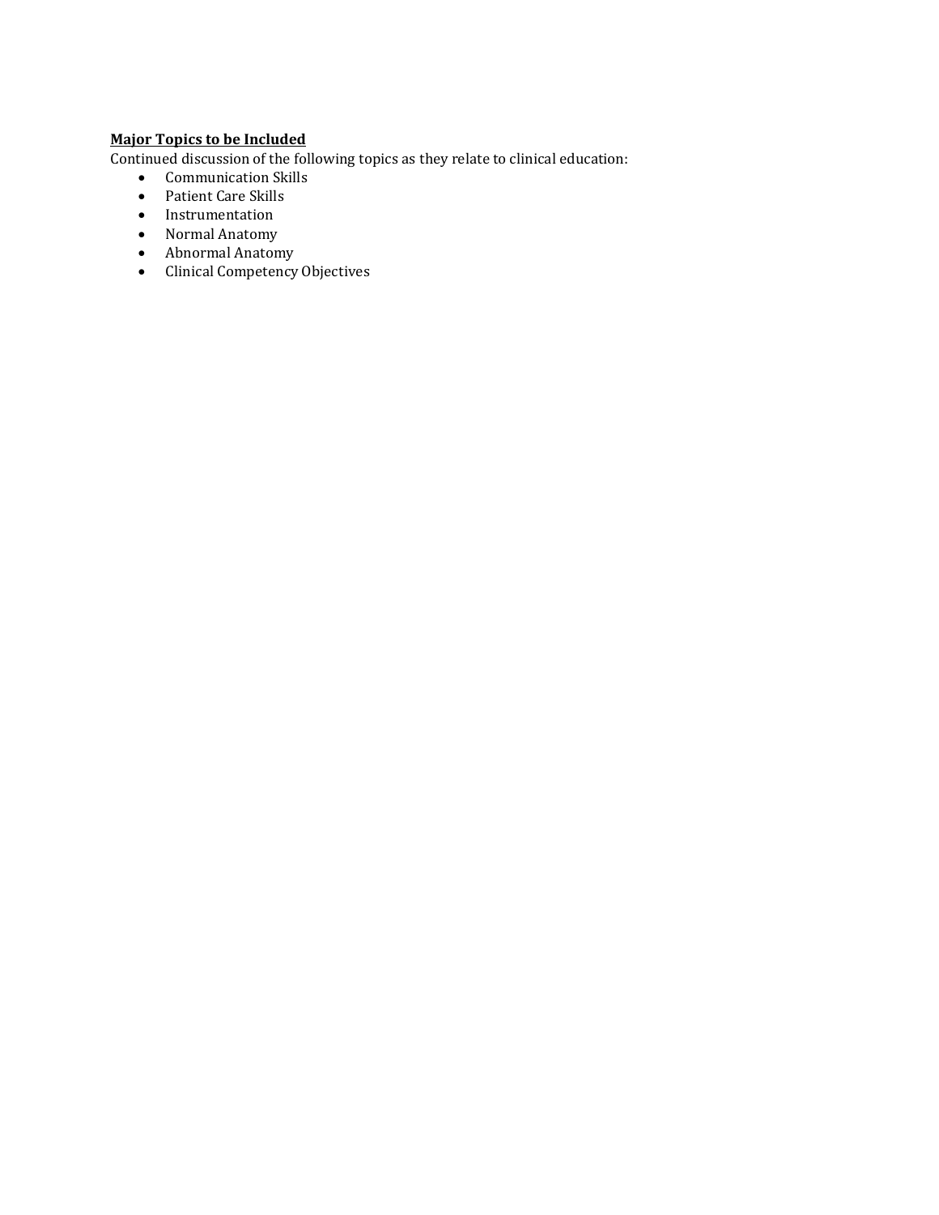**Major Topics to be Included**

Continued discussion of the following topics as they relate to clinical education:

- Communication Skills
- Patient Care Skills
- Instrumentation
- Normal Anatomy
- Abnormal Anatomy
- Clinical Competency Objectives